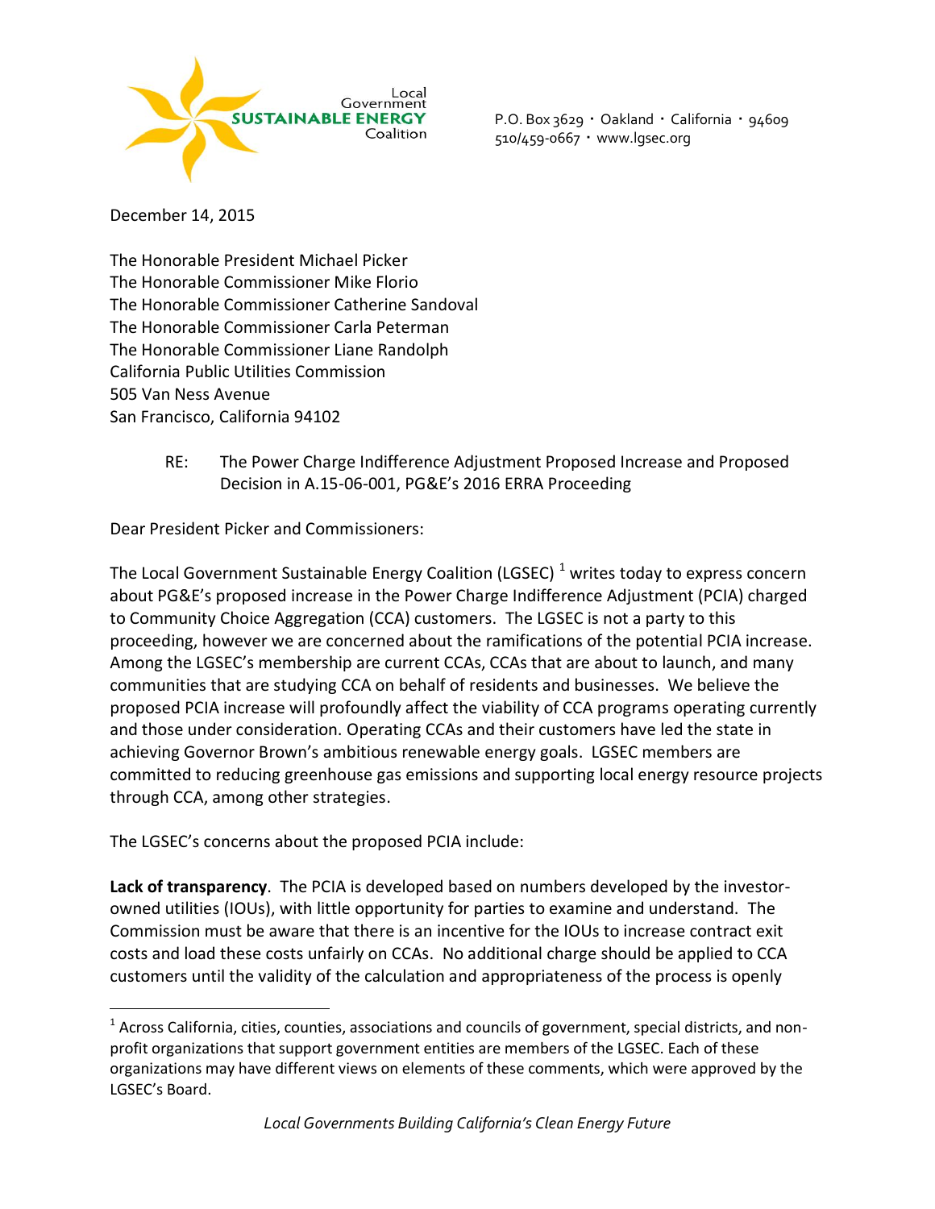Local Government **SUSTAINABLE ENERGY** Coalition

P.O. Box 3629 · Oakland · California · 94609
510/459-0667 · www.lgsec.org

December 14, 2015

The Honorable President Michael Picker
The Honorable Commissioner Mike Florio
The Honorable Commissioner Catherine Sandoval
The Honorable Commissioner Carla Peterman
The Honorable Commissioner Liane Randolph
California Public Utilities Commission
505 Van Ness Avenue
San Francisco, California 94102

RE: The Power Charge Indifference Adjustment Proposed Increase and Proposed Decision in A.15-06-001, PG&E's 2016 ERRA Proceeding

Dear President Picker and Commissioners:

The Local Government Sustainable Energy Coalition (LGSEC) [1] writes today to express concern about PG&E's proposed increase in the Power Charge Indifference Adjustment (PCIA) charged to Community Choice Aggregation (CCA) customers. The LGSEC is not a party to this proceeding, however we are concerned about the ramifications of the potential PCIA increase. Among the LGSEC's membership are current CCAs, CCAs that are about to launch, and many communities that are studying CCA on behalf of residents and businesses. We believe the proposed PCIA increase will profoundly affect the viability of CCA programs operating currently and those under consideration. Operating CCAs and their customers have led the state in achieving Governor Brown's ambitious renewable energy goals. LGSEC members are committed to reducing greenhouse gas emissions and supporting local energy resource projects through CCA, among other strategies.

The LGSEC's concerns about the proposed PCIA include:

**Lack of transparency**. The PCIA is developed based on numbers developed by the investor-owned utilities (IOUs), with little opportunity for parties to examine and understand. The Commission must be aware that there is an incentive for the IOUs to increase contract exit costs and load these costs unfairly on CCAs. No additional charge should be applied to CCA customers until the validity of the calculation and appropriateness of the process is openly

[1] Across California, cities, counties, associations and councils of government, special districts, and non-profit organizations that support government entities are members of the LGSEC. Each of these organizations may have different views on elements of these comments, which were approved by the LGSEC's Board.

*Local Governments Building California's Clean Energy Future*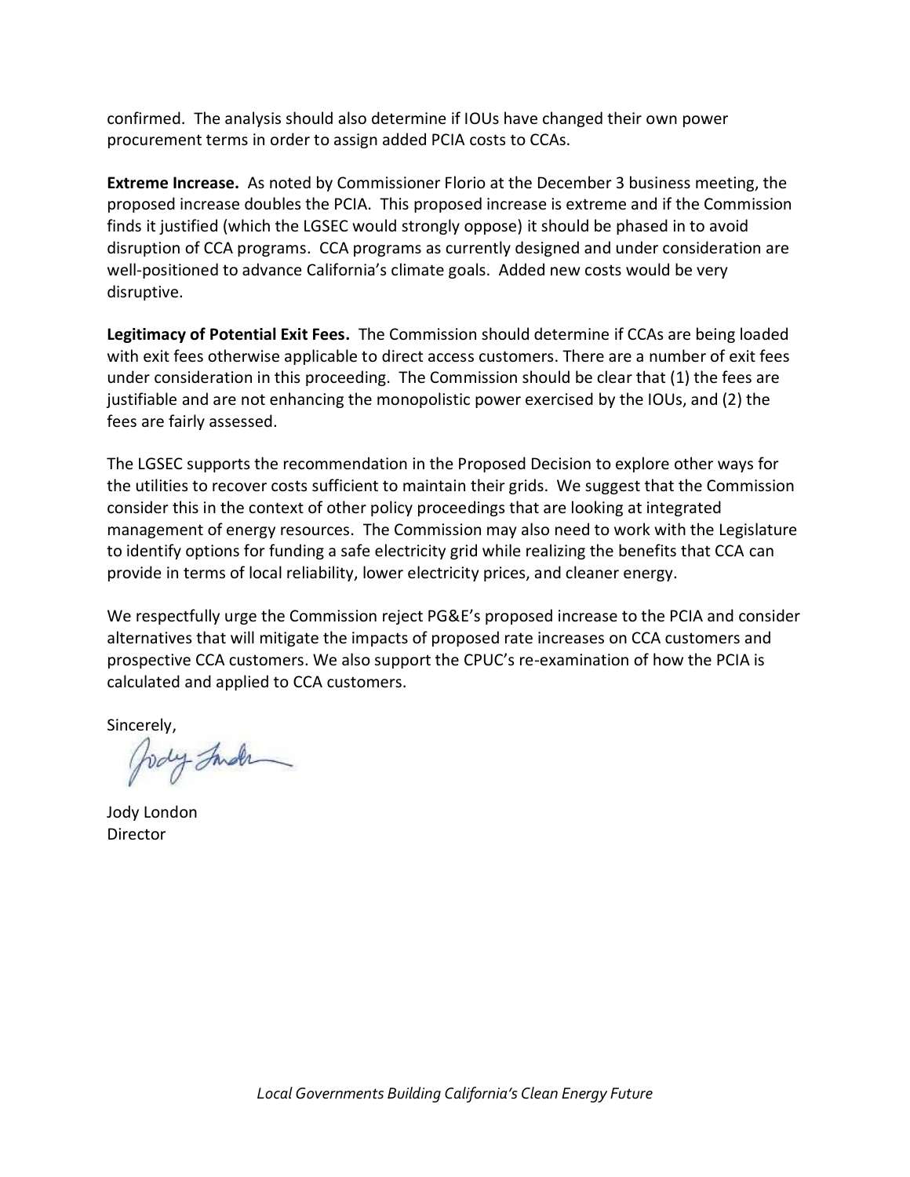confirmed. The analysis should also determine if IOUs have changed their own power procurement terms in order to assign added PCIA costs to CCAs.

**Extreme Increase.** As noted by Commissioner Florio at the December 3 business meeting, the proposed increase doubles the PCIA. This proposed increase is extreme and if the Commission finds it justified (which the LGSEC would strongly oppose) it should be phased in to avoid disruption of CCA programs. CCA programs as currently designed and under consideration are well-positioned to advance California's climate goals. Added new costs would be very disruptive.

**Legitimacy of Potential Exit Fees.** The Commission should determine if CCAs are being loaded with exit fees otherwise applicable to direct access customers. There are a number of exit fees under consideration in this proceeding. The Commission should be clear that (1) the fees are justifiable and are not enhancing the monopolistic power exercised by the IOUs, and (2) the fees are fairly assessed.

The LGSEC supports the recommendation in the Proposed Decision to explore other ways for the utilities to recover costs sufficient to maintain their grids. We suggest that the Commission consider this in the context of other policy proceedings that are looking at integrated management of energy resources. The Commission may also need to work with the Legislature to identify options for funding a safe electricity grid while realizing the benefits that CCA can provide in terms of local reliability, lower electricity prices, and cleaner energy.

We respectfully urge the Commission reject PG&E's proposed increase to the PCIA and consider alternatives that will mitigate the impacts of proposed rate increases on CCA customers and prospective CCA customers. We also support the CPUC's re-examination of how the PCIA is calculated and applied to CCA customers.

Sincerely,

Jody London
Director

*Local Governments Building California's Clean Energy Future*